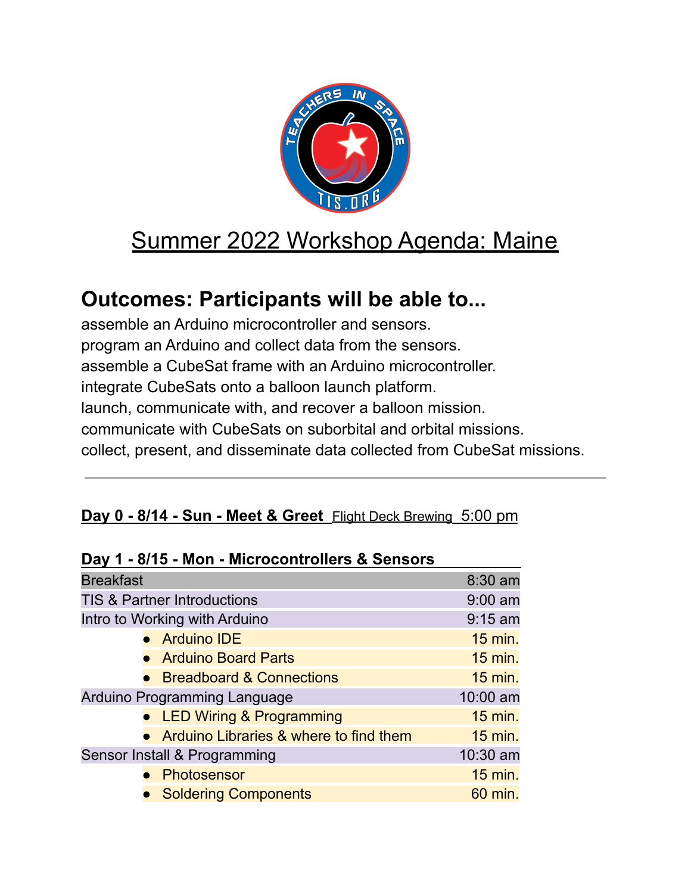# Summary 2022 Workshop Agenda: Maine

## Outcomes: Participants will be able to...

assemble an Arduino microcontroller and sensors.
program an Arduino and collect data from the sensors.
assemble a CubeSat frame with an Arduino microcontroller.
integrate CubeSats onto a balloon launch platform.
launch, communicate with, and recover a balloon mission.
communicate with CubeSats on suborbital and orbital missions.
collect, present, and disseminate data collected from CubeSat missions.

---

**Day 0 - 8/14 - Sun - Meet & Greet** Flight Deck Brewing 5:00 pm

**Day 1 - 8/15 - Mon - Microcontrollers & Sensors**

| Activity | Time |
|---|---|
| Breakfast | 8:30 am |
| TIS & Partner Introductions | 9:00 am |
| Intro to Working with Arduino | 9:15 am |
| • Arduino IDE | 15 min. |
| • Arduino Board Parts | 15 min. |
| • Breadboard & Connections | 15 min. |
| Arduino Programming Language | 10:00 am |
| • LED Wiring & Programming | 15 min. |
| • Arduino Libraries & where to find them | 15 min. |
| Sensor Install & Programming | 10:30 am |
| • Photosensor | 15 min. |
| • Soldering Components | 60 min. |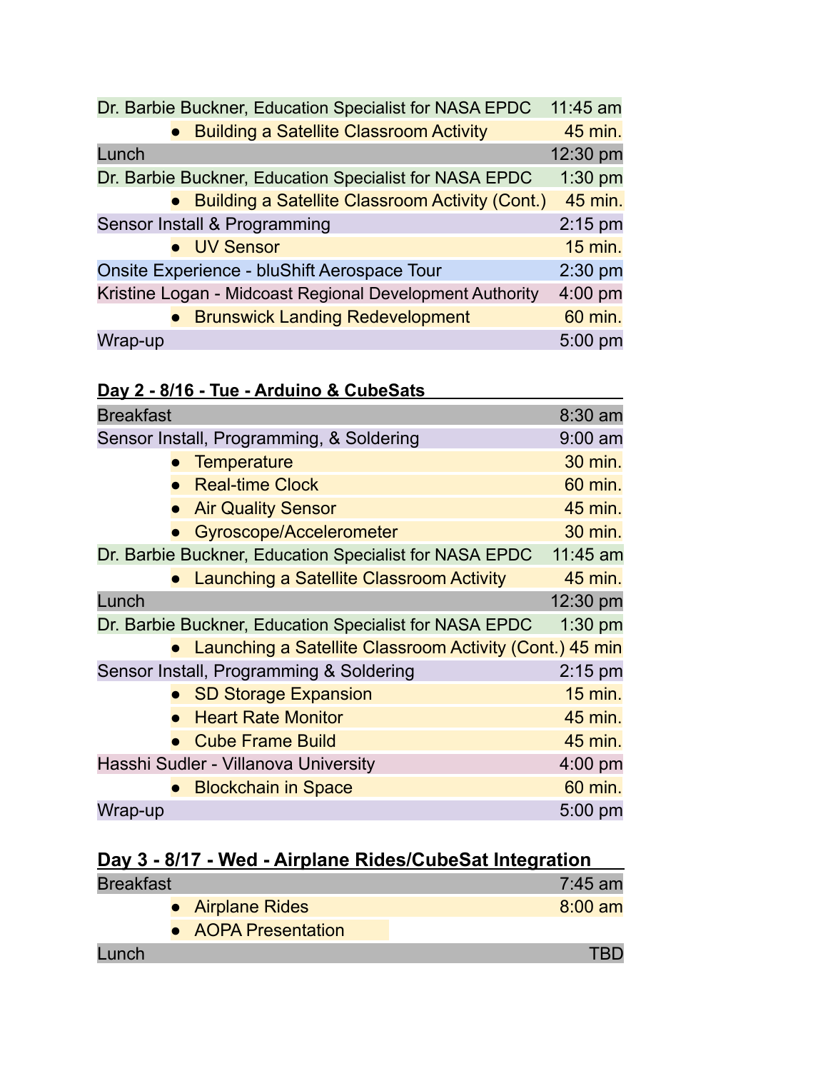| | |
|---|---|
| Dr. Barbie Buckner, Education Specialist for NASA EPDC | 11:45 am |
| • Building a Satellite Classroom Activity | 45 min. |
| Lunch | 12:30 pm |
| Dr. Barbie Buckner, Education Specialist for NASA EPDC | 1:30 pm |
| • Building a Satellite Classroom Activity (Cont.) | 45 min. |
| Sensor Install & Programming | 2:15 pm |
| • UV Sensor | 15 min. |
| Onsite Experience - bluShift Aerospace Tour | 2:30 pm |
| Kristine Logan - Midcoast Regional Development Authority | 4:00 pm |
| • Brunswick Landing Redevelopment | 60 min. |
| Wrap-up | 5:00 pm |

**Day 2 - 8/16 - Tue - Arduino & CubeSats**

| | |
|---|---|
| Breakfast | 8:30 am |
| Sensor Install, Programming, & Soldering | 9:00 am |
| • Temperature | 30 min. |
| • Real-time Clock | 60 min. |
| • Air Quality Sensor | 45 min. |
| • Gyroscope/Accelerometer | 30 min. |
| Dr. Barbie Buckner, Education Specialist for NASA EPDC | 11:45 am |
| • Launching a Satellite Classroom Activity | 45 min. |
| Lunch | 12:30 pm |
| Dr. Barbie Buckner, Education Specialist for NASA EPDC | 1:30 pm |
| • Launching a Satellite Classroom Activity (Cont.) | 45 min |
| Sensor Install, Programming & Soldering | 2:15 pm |
| • SD Storage Expansion | 15 min. |
| • Heart Rate Monitor | 45 min. |
| • Cube Frame Build | 45 min. |
| Hasshi Sudler - Villanova University | 4:00 pm |
| • Blockchain in Space | 60 min. |
| Wrap-up | 5:00 pm |

**Day 3 - 8/17 - Wed - Airplane Rides/CubeSat Integration**

| | |
|---|---|
| Breakfast | 7:45 am |
| • Airplane Rides | 8:00 am |
| • AOPA Presentation | |
| Lunch | TBD |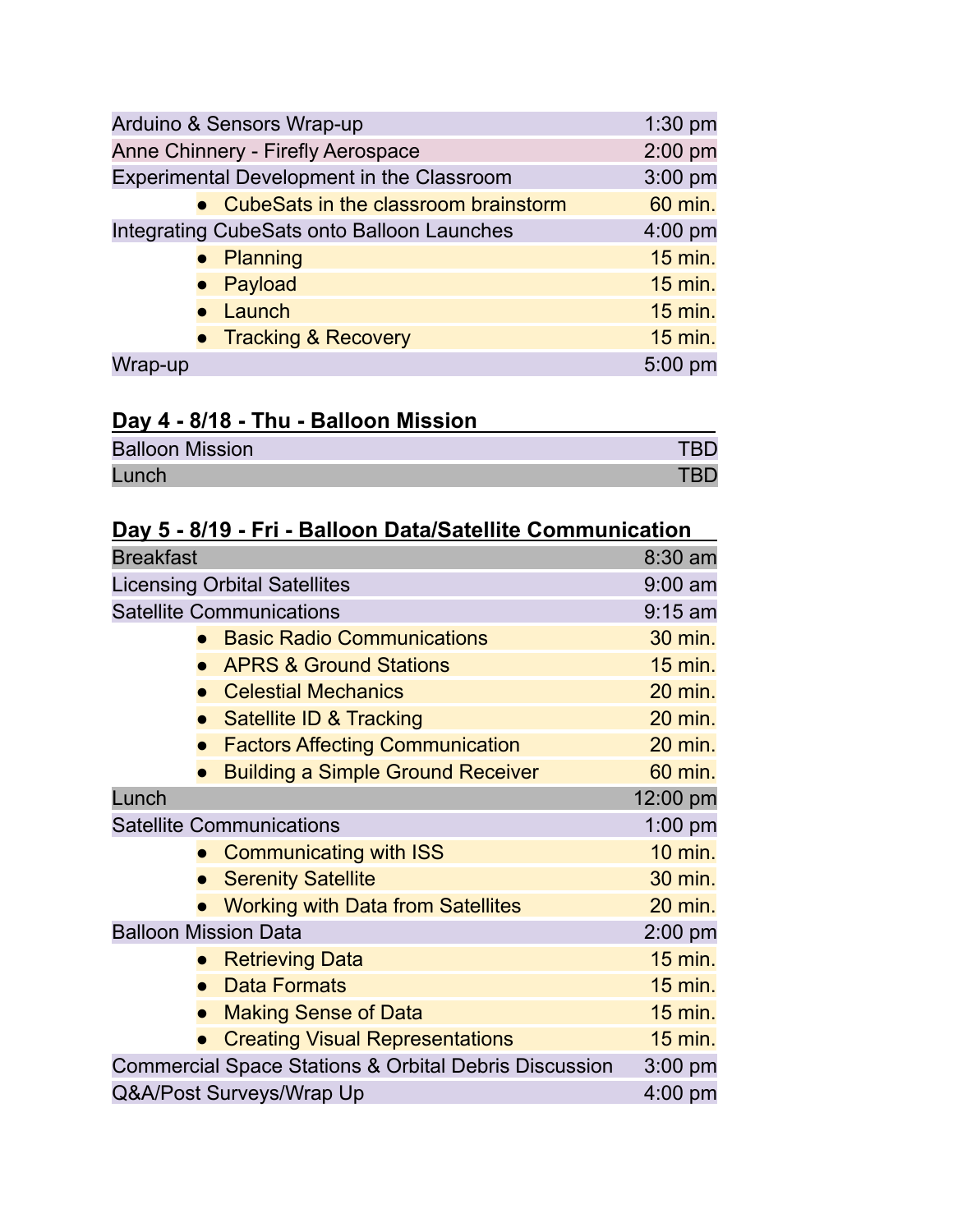| | |
|---|---|
| Arduino & Sensors Wrap-up | 1:30 pm |
| Anne Chinnery - Firefly Aerospace | 2:00 pm |
| Experimental Development in the Classroom | 3:00 pm |
| • CubeSats in the classroom brainstorm | 60 min. |
| Integrating CubeSats onto Balloon Launches | 4:00 pm |
| • Planning | 15 min. |
| • Payload | 15 min. |
| • Launch | 15 min. |
| • Tracking & Recovery | 15 min. |
| Wrap-up | 5:00 pm |

## Day 4 - 8/18 - Thu - Balloon Mission

| | |
|---|---|
| Balloon Mission | TBD |
| Lunch | TBD |

## Day 5 - 8/19 - Fri - Balloon Data/Satellite Communication

| | |
|---|---|
| Breakfast | 8:30 am |
| Licensing Orbital Satellites | 9:00 am |
| Satellite Communications | 9:15 am |
| • Basic Radio Communications | 30 min. |
| • APRS & Ground Stations | 15 min. |
| • Celestial Mechanics | 20 min. |
| • Satellite ID & Tracking | 20 min. |
| • Factors Affecting Communication | 20 min. |
| • Building a Simple Ground Receiver | 60 min. |
| Lunch | 12:00 pm |
| Satellite Communications | 1:00 pm |
| • Communicating with ISS | 10 min. |
| • Serenity Satellite | 30 min. |
| • Working with Data from Satellites | 20 min. |
| Balloon Mission Data | 2:00 pm |
| • Retrieving Data | 15 min. |
| • Data Formats | 15 min. |
| • Making Sense of Data | 15 min. |
| • Creating Visual Representations | 15 min. |
| Commercial Space Stations & Orbital Debris Discussion | 3:00 pm |
| Q&A/Post Surveys/Wrap Up | 4:00 pm |